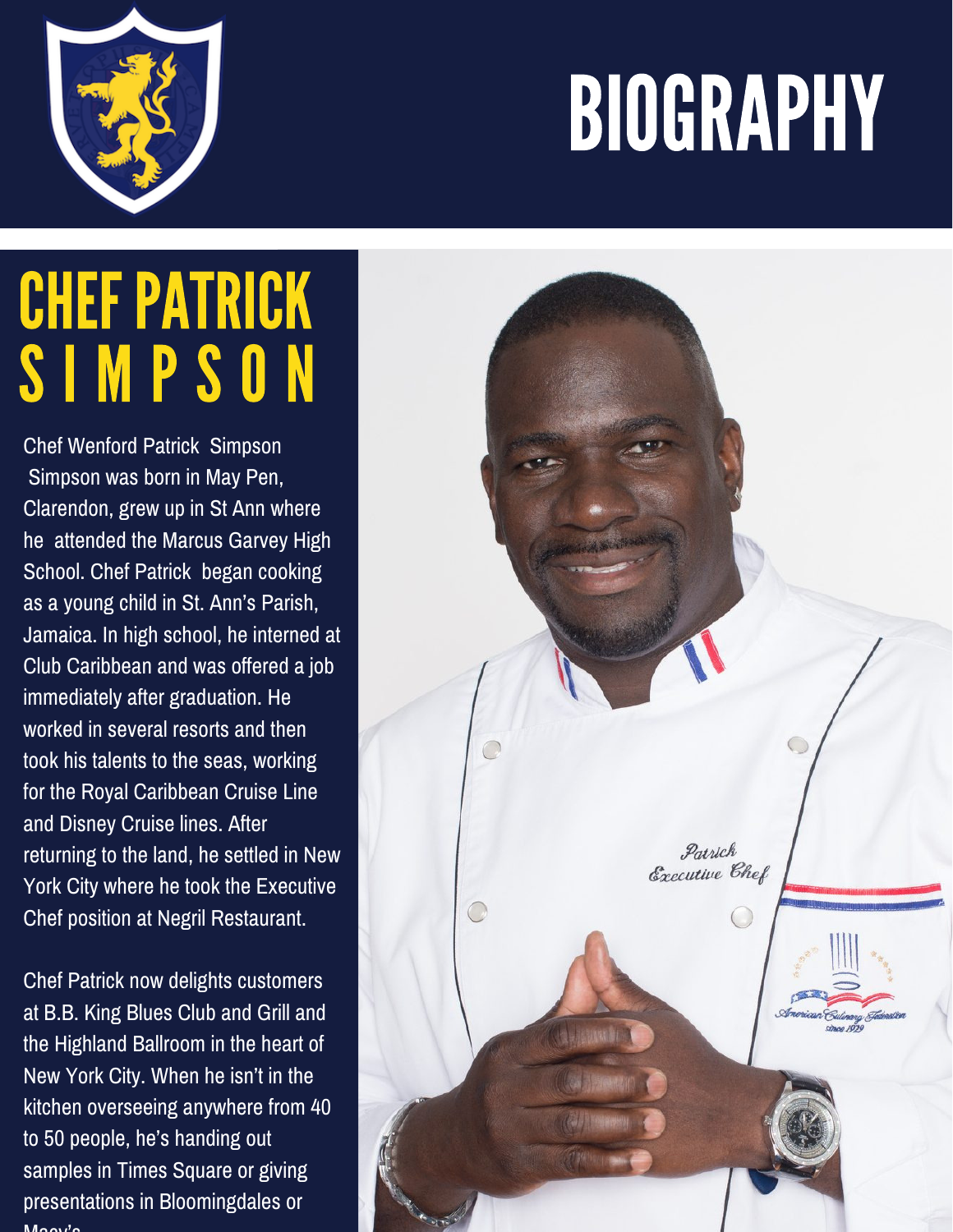# BIOGRAPHY

## CHEF PATRICK SIMPSON

Chef Wenford Patrick Simpson Simpson was born in May Pen, Clarendon, grew up in St Ann where he attended the Marcus Garvey High School. Chef Patrick began cooking as a young child in St. Ann's Parish, Jamaica. In high school, he interned at Club Caribbean and was offered a job immediately after graduation. He worked in several resorts and then took his talents to the seas, working for the Royal Caribbean Cruise Line and Disney Cruise lines. After returning to the land, he settled in New York City where he took the Executive Chef position at Negril Restaurant.

Chef Patrick now delights customers at B.B. King Blues Club and Grill and the Highland Ballroom in the heart of New York City. When he isn't in the kitchen overseeing anywhere from 40 to 50 people, he's handing out samples in Times Square or giving presentations in Bloomingdales or Macy's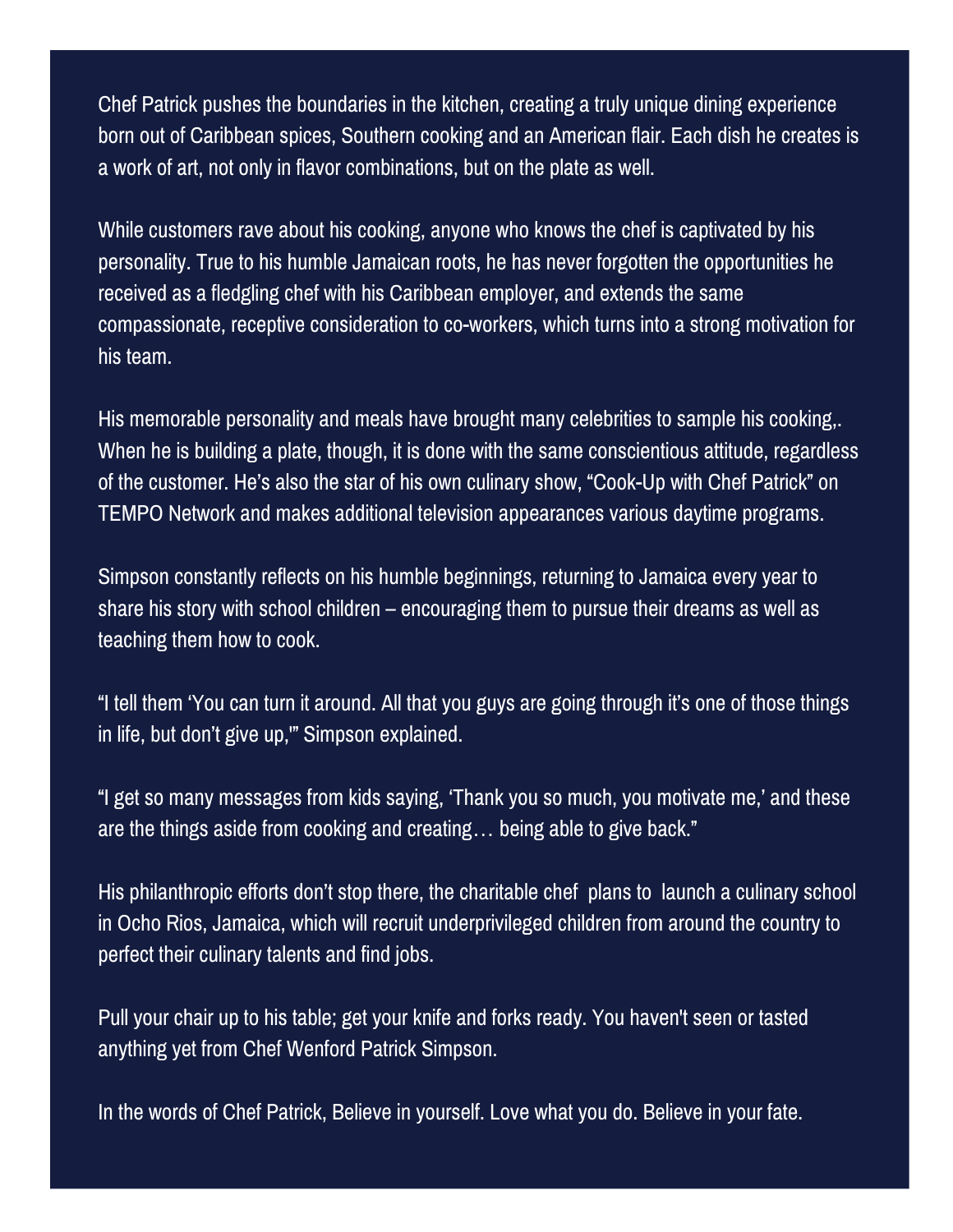Chef Patrick pushes the boundaries in the kitchen, creating a truly unique dining experience born out of Caribbean spices, Southern cooking and an American flair. Each dish he creates is a work of art, not only in flavor combinations, but on the plate as well.

While customers rave about his cooking, anyone who knows the chef is captivated by his personality. True to his humble Jamaican roots, he has never forgotten the opportunities he received as a fledgling chef with his Caribbean employer, and extends the same compassionate, receptive consideration to co-workers, which turns into a strong motivation for his team.

His memorable personality and meals have brought many celebrities to sample his cooking,. When he is building a plate, though, it is done with the same conscientious attitude, regardless of the customer. He's also the star of his own culinary show, "Cook-Up with Chef Patrick" on TEMPO Network and makes additional television appearances various daytime programs.

Simpson constantly reflects on his humble beginnings, returning to Jamaica every year to share his story with school children – encouraging them to pursue their dreams as well as teaching them how to cook.

"I tell them 'You can turn it around. All that you guys are going through it's one of those things in life, but don't give up,'" Simpson explained.

"I get so many messages from kids saying, 'Thank you so much, you motivate me,' and these are the things aside from cooking and creating… being able to give back."

His philanthropic efforts don't stop there, the charitable chef plans to launch a culinary school in Ocho Rios, Jamaica, which will recruit underprivileged children from around the country to perfect their culinary talents and find jobs.

Pull your chair up to his table; get your knife and forks ready. You haven't seen or tasted anything yet from Chef Wenford Patrick Simpson.

In the words of Chef Patrick, Believe in yourself. Love what you do. Believe in your fate.